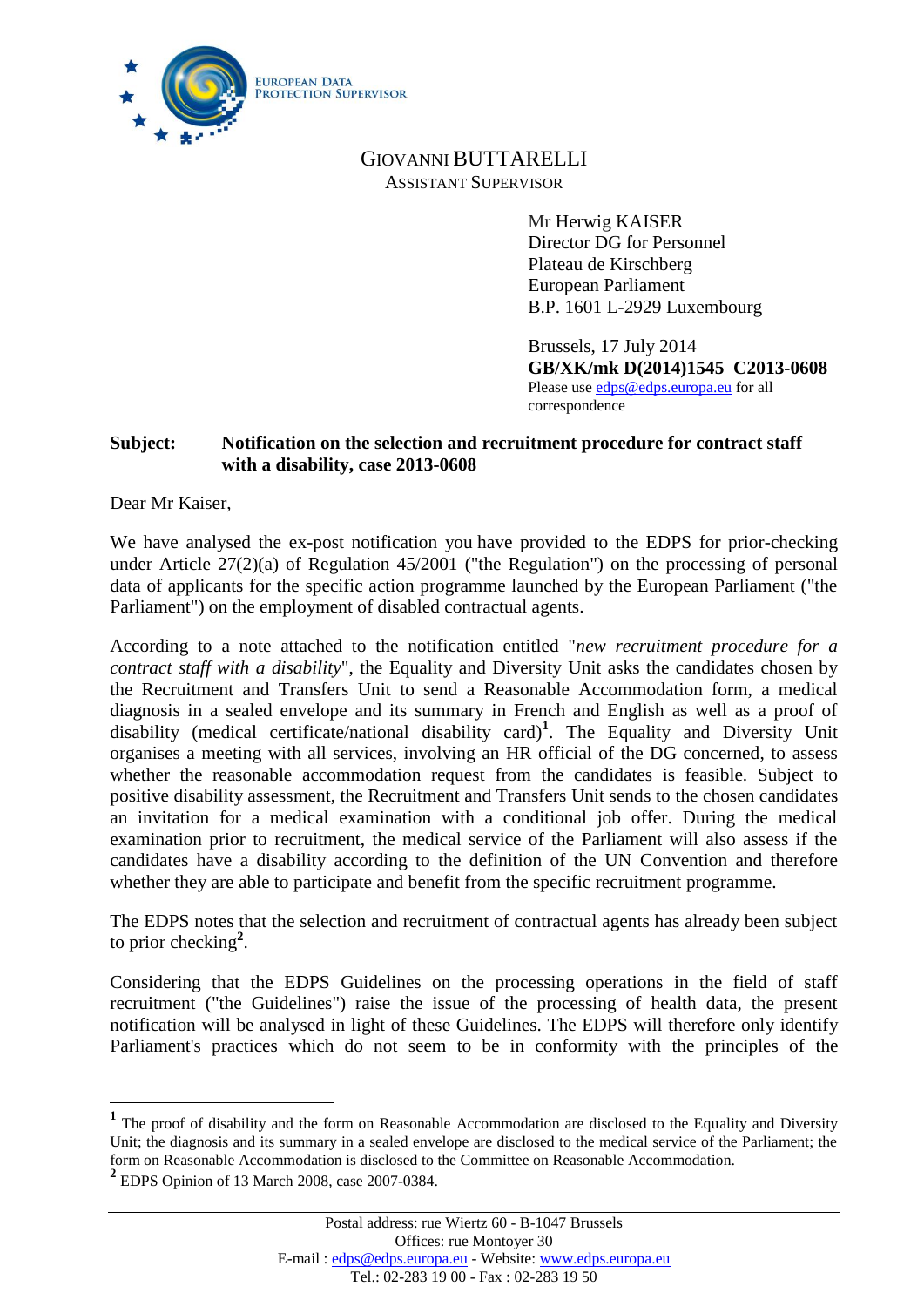EUROPEAN DATA PROTECTION SUPERVISOR

GIOVANNI BUTTARELLI
ASSISTANT SUPERVISOR

Mr Herwig KAISER
Director DG for Personnel
Plateau de Kirschberg
European Parliament
B.P. 1601 L-2929 Luxembourg

Brussels, 17 July 2014
**GB/XK/mk D(2014)1545 C2013-0608**
Please use edps@edps.europa.eu for all correspondence

**Subject: Notification on the selection and recruitment procedure for contract staff with a disability, case 2013-0608**

Dear Mr Kaiser,

We have analysed the ex-post notification you have provided to the EDPS for prior-checking under Article 27(2)(a) of Regulation 45/2001 ("the Regulation") on the processing of personal data of applicants for the specific action programme launched by the European Parliament ("the Parliament") on the employment of disabled contractual agents.

According to a note attached to the notification entitled "*new recruitment procedure for a contract staff with a disability*", the Equality and Diversity Unit asks the candidates chosen by the Recruitment and Transfers Unit to send a Reasonable Accommodation form, a medical diagnosis in a sealed envelope and its summary in French and English as well as a proof of disability (medical certificate/national disability card)[1]. The Equality and Diversity Unit organises a meeting with all services, involving an HR official of the DG concerned, to assess whether the reasonable accommodation request from the candidates is feasible. Subject to positive disability assessment, the Recruitment and Transfers Unit sends to the chosen candidates an invitation for a medical examination with a conditional job offer. During the medical examination prior to recruitment, the medical service of the Parliament will also assess if the candidates have a disability according to the definition of the UN Convention and therefore whether they are able to participate and benefit from the specific recruitment programme.

The EDPS notes that the selection and recruitment of contractual agents has already been subject to prior checking[2].

Considering that the EDPS Guidelines on the processing operations in the field of staff recruitment ("the Guidelines") raise the issue of the processing of health data, the present notification will be analysed in light of these Guidelines. The EDPS will therefore only identify Parliament's practices which do not seem to be in conformity with the principles of the

---

[1] The proof of disability and the form on Reasonable Accommodation are disclosed to the Equality and Diversity Unit; the diagnosis and its summary in a sealed envelope are disclosed to the medical service of the Parliament; the form on Reasonable Accommodation is disclosed to the Committee on Reasonable Accommodation.

[2] EDPS Opinion of 13 March 2008, case 2007-0384.

Postal address: rue Wiertz 60 - B-1047 Brussels
Offices: rue Montoyer 30
E-mail : edps@edps.europa.eu - Website: www.edps.europa.eu
Tel.: 02-283 19 00 - Fax : 02-283 19 50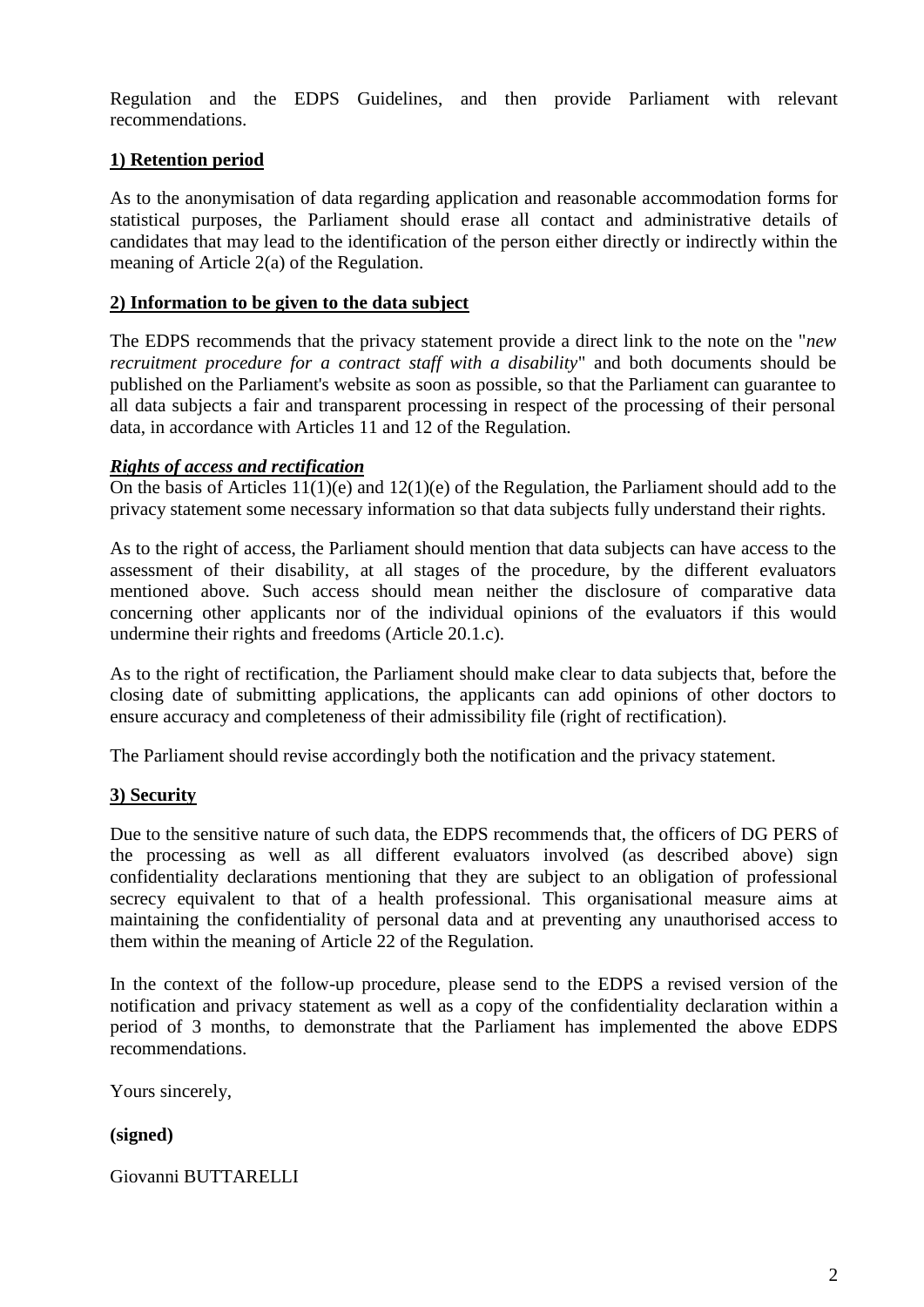Regulation and the EDPS Guidelines, and then provide Parliament with relevant recommendations.

**1) Retention period**

As to the anonymisation of data regarding application and reasonable accommodation forms for statistical purposes, the Parliament should erase all contact and administrative details of candidates that may lead to the identification of the person either directly or indirectly within the meaning of Article 2(a) of the Regulation.

**2) Information to be given to the data subject**

The EDPS recommends that the privacy statement provide a direct link to the note on the "*new recruitment procedure for a contract staff with a disability*" and both documents should be published on the Parliament's website as soon as possible, so that the Parliament can guarantee to all data subjects a fair and transparent processing in respect of the processing of their personal data, in accordance with Articles 11 and 12 of the Regulation.

***Rights of access and rectification***

On the basis of Articles 11(1)(e) and 12(1)(e) of the Regulation, the Parliament should add to the privacy statement some necessary information so that data subjects fully understand their rights.

As to the right of access, the Parliament should mention that data subjects can have access to the assessment of their disability, at all stages of the procedure, by the different evaluators mentioned above. Such access should mean neither the disclosure of comparative data concerning other applicants nor of the individual opinions of the evaluators if this would undermine their rights and freedoms (Article 20.1.c).

As to the right of rectification, the Parliament should make clear to data subjects that, before the closing date of submitting applications, the applicants can add opinions of other doctors to ensure accuracy and completeness of their admissibility file (right of rectification).

The Parliament should revise accordingly both the notification and the privacy statement.

**3) Security**

Due to the sensitive nature of such data, the EDPS recommends that, the officers of DG PERS of the processing as well as all different evaluators involved (as described above) sign confidentiality declarations mentioning that they are subject to an obligation of professional secrecy equivalent to that of a health professional. This organisational measure aims at maintaining the confidentiality of personal data and at preventing any unauthorised access to them within the meaning of Article 22 of the Regulation.

In the context of the follow-up procedure, please send to the EDPS a revised version of the notification and privacy statement as well as a copy of the confidentiality declaration within a period of 3 months, to demonstrate that the Parliament has implemented the above EDPS recommendations.

Yours sincerely,

**(signed)**

Giovanni BUTTARELLI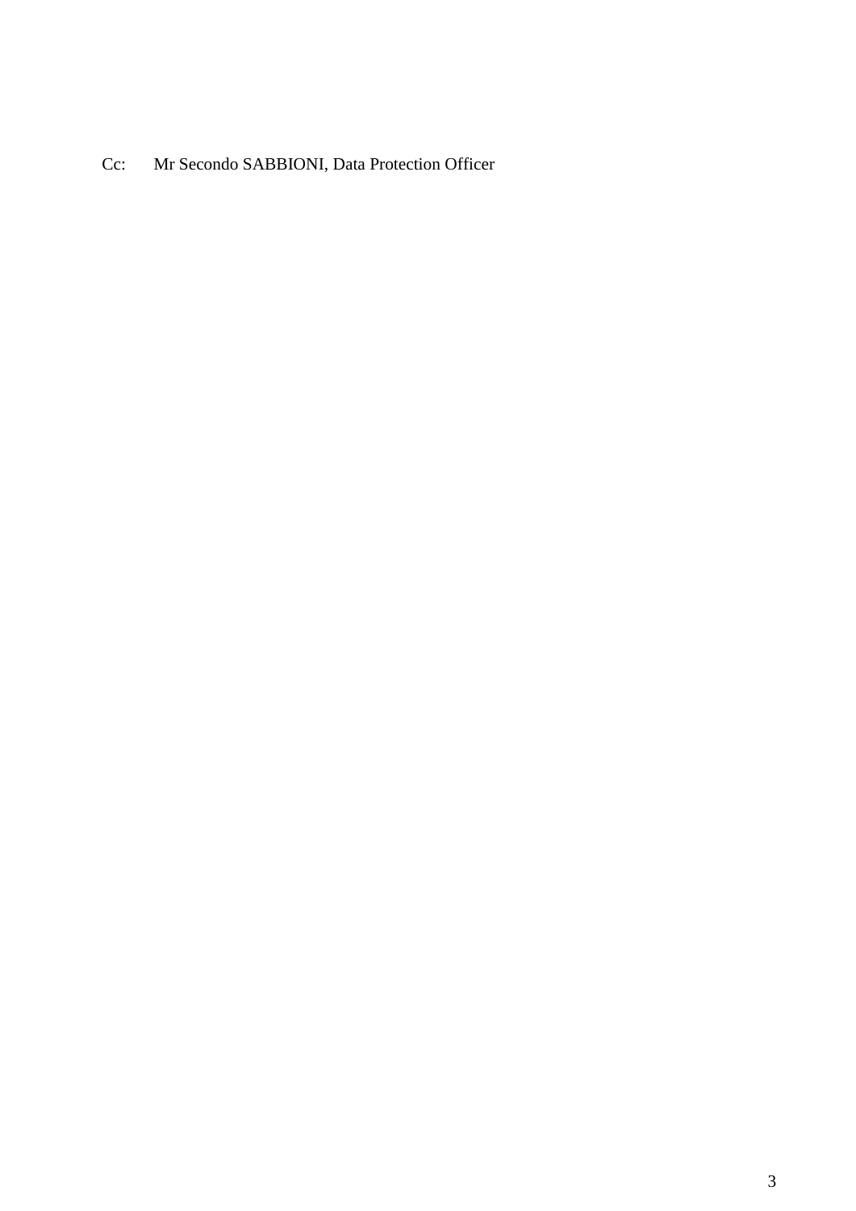Cc: Mr Secondo SABBIONI, Data Protection Officer